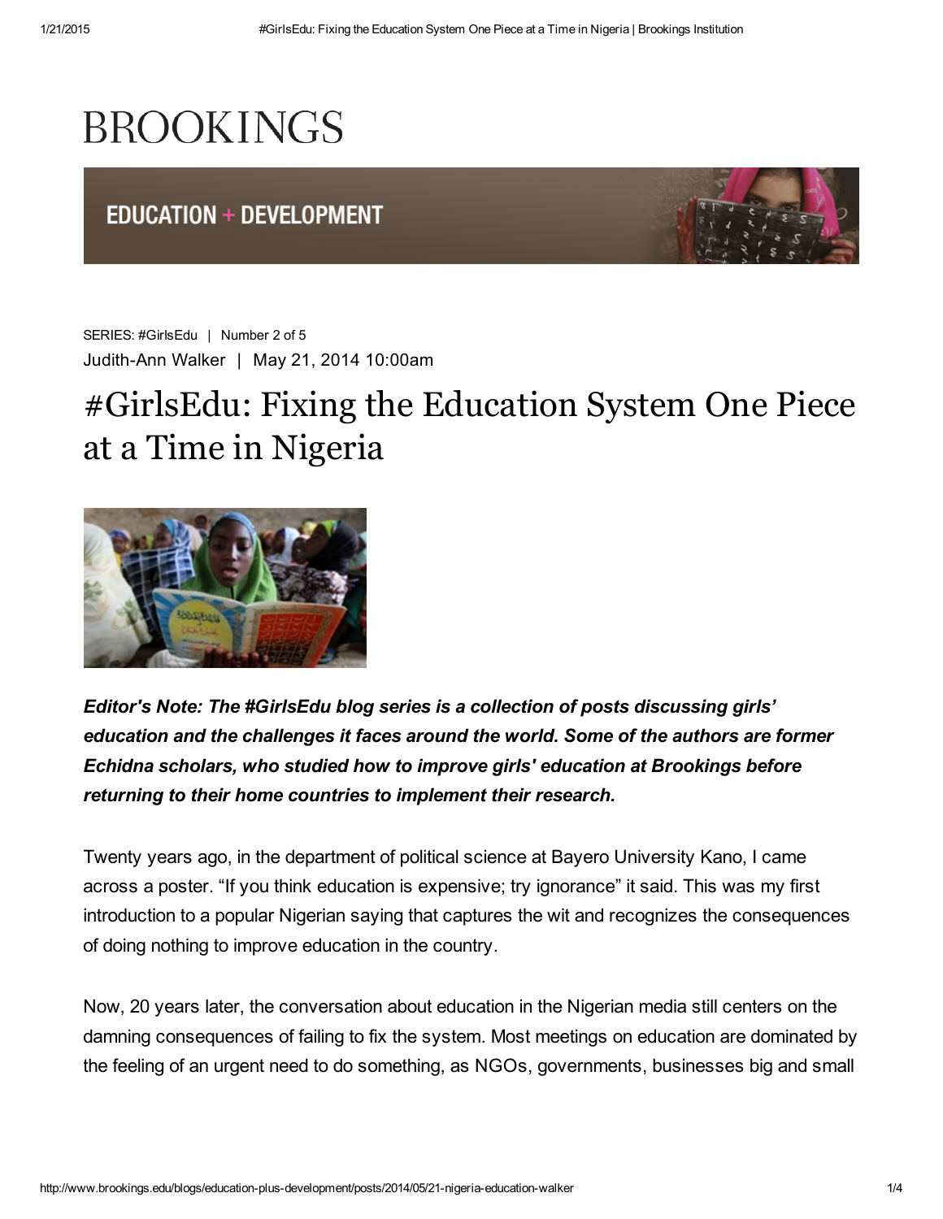BROOKINGS

EDUCATION + DEVELOPMENT

SERIES: #GirlsEdu | Number 2 of 5

Judith-Ann Walker | May 21, 2014 10:00am

# #GirlsEdu: Fixing the Education System One Piece at a Time in Nigeria

***Editor's Note: The #GirlsEdu blog series is a collection of posts discussing girls' education and the challenges it faces around the world. Some of the authors are former Echidna scholars, who studied how to improve girls' education at Brookings before returning to their home countries to implement their research.***

Twenty years ago, in the department of political science at Bayero University Kano, I came across a poster. "If you think education is expensive; try ignorance" it said. This was my first introduction to a popular Nigerian saying that captures the wit and recognizes the consequences of doing nothing to improve education in the country.

Now, 20 years later, the conversation about education in the Nigerian media still centers on the damning consequences of failing to fix the system. Most meetings on education are dominated by the feeling of an urgent need to do something, as NGOs, governments, businesses big and small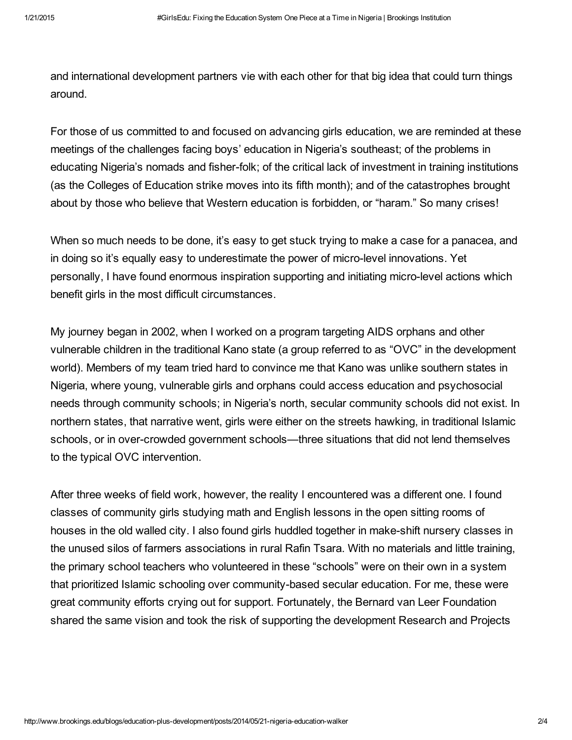and international development partners vie with each other for that big idea that could turn things around.

For those of us committed to and focused on advancing girls education, we are reminded at these meetings of the challenges facing boys' education in Nigeria's southeast; of the problems in educating Nigeria's nomads and fisher-folk; of the critical lack of investment in training institutions (as the Colleges of Education strike moves into its fifth month); and of the catastrophes brought about by those who believe that Western education is forbidden, or "haram." So many crises!

When so much needs to be done, it's easy to get stuck trying to make a case for a panacea, and in doing so it's equally easy to underestimate the power of micro-level innovations. Yet personally, I have found enormous inspiration supporting and initiating micro-level actions which benefit girls in the most difficult circumstances.

My journey began in 2002, when I worked on a program targeting AIDS orphans and other vulnerable children in the traditional Kano state (a group referred to as "OVC" in the development world). Members of my team tried hard to convince me that Kano was unlike southern states in Nigeria, where young, vulnerable girls and orphans could access education and psychosocial needs through community schools; in Nigeria's north, secular community schools did not exist. In northern states, that narrative went, girls were either on the streets hawking, in traditional Islamic schools, or in over-crowded government schools—three situations that did not lend themselves to the typical OVC intervention.

After three weeks of field work, however, the reality I encountered was a different one. I found classes of community girls studying math and English lessons in the open sitting rooms of houses in the old walled city. I also found girls huddled together in make-shift nursery classes in the unused silos of farmers associations in rural Rafin Tsara. With no materials and little training, the primary school teachers who volunteered in these "schools" were on their own in a system that prioritized Islamic schooling over community-based secular education. For me, these were great community efforts crying out for support. Fortunately, the Bernard van Leer Foundation shared the same vision and took the risk of supporting the development Research and Projects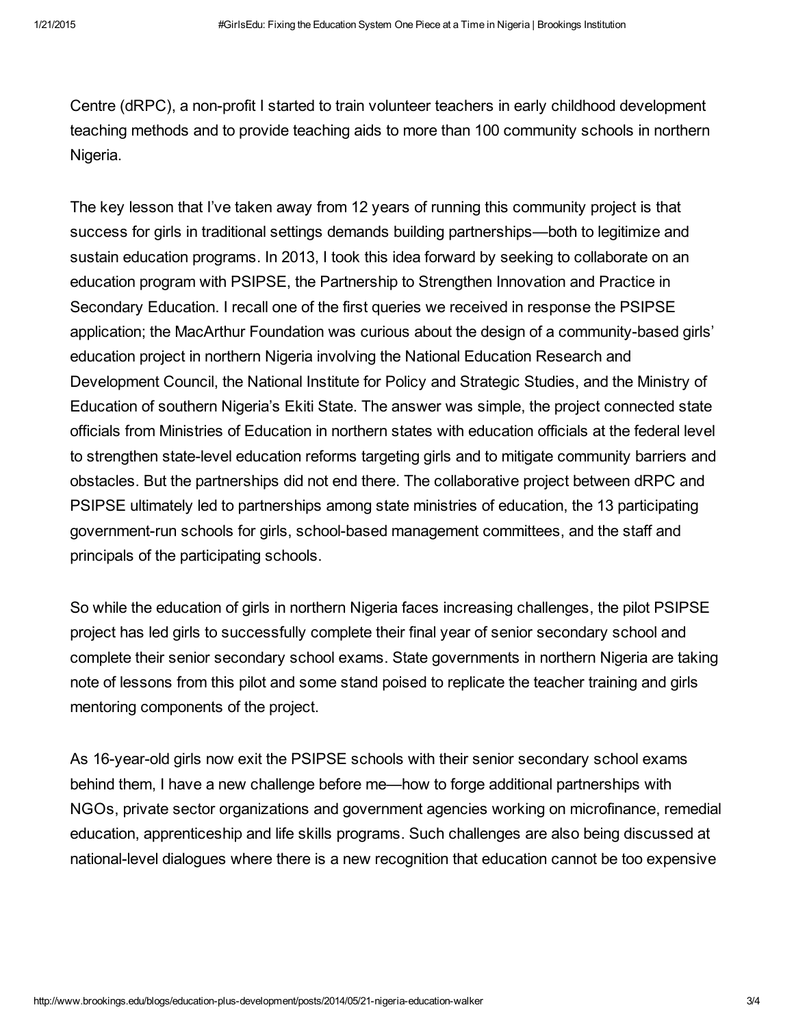Centre (dRPC), a non-profit I started to train volunteer teachers in early childhood development teaching methods and to provide teaching aids to more than 100 community schools in northern Nigeria.

The key lesson that I've taken away from 12 years of running this community project is that success for girls in traditional settings demands building partnerships—both to legitimize and sustain education programs. In 2013, I took this idea forward by seeking to collaborate on an education program with PSIPSE, the Partnership to Strengthen Innovation and Practice in Secondary Education. I recall one of the first queries we received in response the PSIPSE application; the MacArthur Foundation was curious about the design of a community-based girls' education project in northern Nigeria involving the National Education Research and Development Council, the National Institute for Policy and Strategic Studies, and the Ministry of Education of southern Nigeria's Ekiti State. The answer was simple, the project connected state officials from Ministries of Education in northern states with education officials at the federal level to strengthen state-level education reforms targeting girls and to mitigate community barriers and obstacles. But the partnerships did not end there. The collaborative project between dRPC and PSIPSE ultimately led to partnerships among state ministries of education, the 13 participating government-run schools for girls, school-based management committees, and the staff and principals of the participating schools.

So while the education of girls in northern Nigeria faces increasing challenges, the pilot PSIPSE project has led girls to successfully complete their final year of senior secondary school and complete their senior secondary school exams. State governments in northern Nigeria are taking note of lessons from this pilot and some stand poised to replicate the teacher training and girls mentoring components of the project.

As 16-year-old girls now exit the PSIPSE schools with their senior secondary school exams behind them, I have a new challenge before me—how to forge additional partnerships with NGOs, private sector organizations and government agencies working on microfinance, remedial education, apprenticeship and life skills programs. Such challenges are also being discussed at national-level dialogues where there is a new recognition that education cannot be too expensive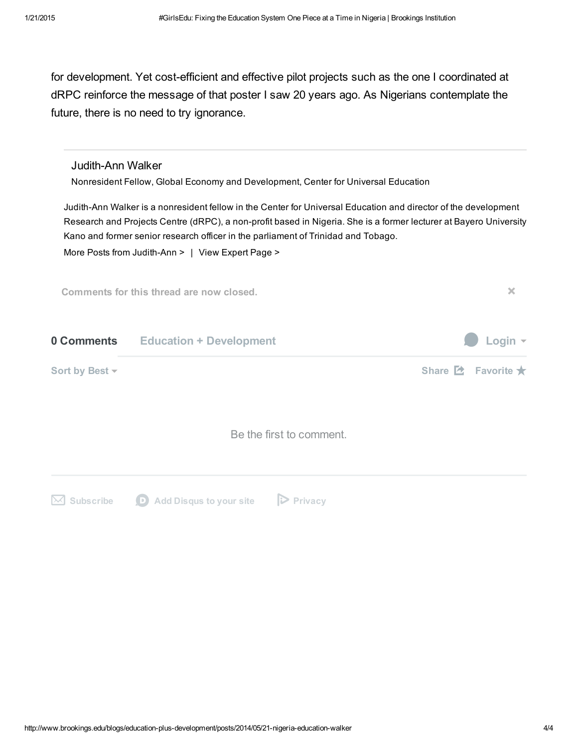for development. Yet cost-efficient and effective pilot projects such as the one I coordinated at dRPC reinforce the message of that poster I saw 20 years ago. As Nigerians contemplate the future, there is no need to try ignorance.

---

Judith-Ann Walker

Nonresident Fellow, Global Economy and Development, Center for Universal Education

Judith-Ann Walker is a nonresident fellow in the Center for Universal Education and director of the development Research and Projects Centre (dRPC), a non-profit based in Nigeria. She is a former lecturer at Bayero University Kano and former senior research officer in the parliament of Trinidad and Tobago.

More Posts from Judith-Ann > | View Expert Page >

**Comments for this thread are now closed.**

**0 Comments** **Education + Development** **Login**

**Sort by Best** **Share** **Favorite**

Be the first to comment.

**Subscribe** **Add Disqus to your site** **Privacy**